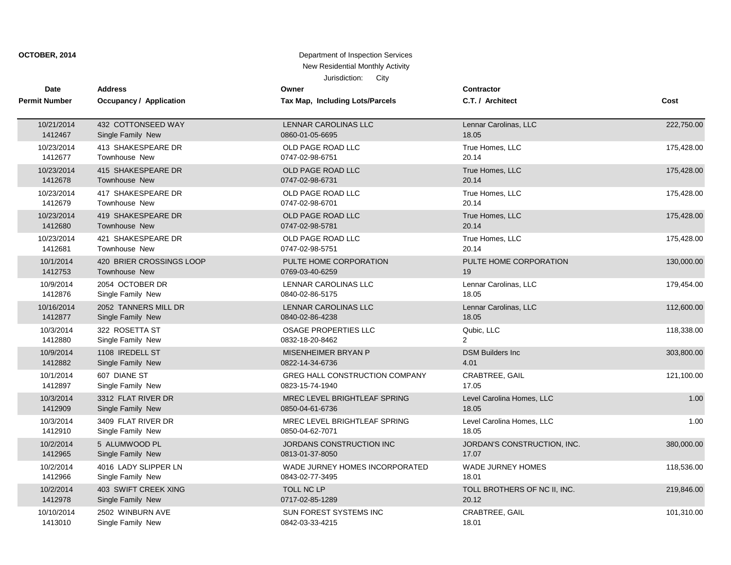**OCTOBER, 2014**

Department of Inspection Services
New Residential Monthly Activity
Jurisdiction: City

| Date / Permit Number | Address / Occupancy / Application | Owner / Tax Map, Including Lots/Parcels | Contractor / C.T. / Architect | Cost |
|---|---|---|---|---|
| 10/21/2014<br>1412467 | 432 COTTONSEED WAY<br>Single Family New | LENNAR CAROLINAS LLC<br>0860-01-05-6695 | Lennar Carolinas, LLC<br>18.05 | 222,750.00 |
| 10/23/2014<br>1412677 | 413 SHAKESPEARE DR<br>Townhouse New | OLD PAGE ROAD LLC<br>0747-02-98-6751 | True Homes, LLC<br>20.14 | 175,428.00 |
| 10/23/2014<br>1412678 | 415 SHAKESPEARE DR<br>Townhouse New | OLD PAGE ROAD LLC<br>0747-02-98-6731 | True Homes, LLC<br>20.14 | 175,428.00 |
| 10/23/2014<br>1412679 | 417 SHAKESPEARE DR<br>Townhouse New | OLD PAGE ROAD LLC<br>0747-02-98-6701 | True Homes, LLC<br>20.14 | 175,428.00 |
| 10/23/2014<br>1412680 | 419 SHAKESPEARE DR<br>Townhouse New | OLD PAGE ROAD LLC<br>0747-02-98-5781 | True Homes, LLC<br>20.14 | 175,428.00 |
| 10/23/2014<br>1412681 | 421 SHAKESPEARE DR<br>Townhouse New | OLD PAGE ROAD LLC<br>0747-02-98-5751 | True Homes, LLC<br>20.14 | 175,428.00 |
| 10/1/2014<br>1412753 | 420 BRIER CROSSINGS LOOP<br>Townhouse New | PULTE HOME CORPORATION<br>0769-03-40-6259 | PULTE HOME CORPORATION<br>19 | 130,000.00 |
| 10/9/2014<br>1412876 | 2054 OCTOBER DR<br>Single Family New | LENNAR CAROLINAS LLC<br>0840-02-86-5175 | Lennar Carolinas, LLC<br>18.05 | 179,454.00 |
| 10/16/2014<br>1412877 | 2052 TANNERS MILL DR<br>Single Family New | LENNAR CAROLINAS LLC<br>0840-02-86-4238 | Lennar Carolinas, LLC<br>18.05 | 112,600.00 |
| 10/3/2014<br>1412880 | 322 ROSETTA ST<br>Single Family New | OSAGE PROPERTIES LLC<br>0832-18-20-8462 | Qubic, LLC<br>2 | 118,338.00 |
| 10/9/2014<br>1412882 | 1108 IREDELL ST<br>Single Family New | MISENHEIMER BRYAN P<br>0822-14-34-6736 | DSM Builders Inc<br>4.01 | 303,800.00 |
| 10/1/2014<br>1412897 | 607 DIANE ST<br>Single Family New | GREG HALL CONSTRUCTION COMPANY<br>0823-15-74-1940 | CRABTREE, GAIL<br>17.05 | 121,100.00 |
| 10/3/2014<br>1412909 | 3312 FLAT RIVER DR<br>Single Family New | MREC LEVEL BRIGHTLEAF SPRING<br>0850-04-61-6736 | Level Carolina Homes, LLC<br>18.05 | 1.00 |
| 10/3/2014<br>1412910 | 3409 FLAT RIVER DR<br>Single Family New | MREC LEVEL BRIGHTLEAF SPRING<br>0850-04-62-7071 | Level Carolina Homes, LLC<br>18.05 | 1.00 |
| 10/2/2014<br>1412965 | 5 ALUMWOOD PL<br>Single Family New | JORDANS CONSTRUCTION INC<br>0813-01-37-8050 | JORDAN'S CONSTRUCTION, INC.<br>17.07 | 380,000.00 |
| 10/2/2014<br>1412966 | 4016 LADY SLIPPER LN<br>Single Family New | WADE JURNEY HOMES INCORPORATED<br>0843-02-77-3495 | WADE JURNEY HOMES<br>18.01 | 118,536.00 |
| 10/2/2014<br>1412978 | 403 SWIFT CREEK XING<br>Single Family New | TOLL NC LP<br>0717-02-85-1289 | TOLL BROTHERS OF NC II, INC.<br>20.12 | 219,846.00 |
| 10/10/2014<br>1413010 | 2502 WINBURN AVE<br>Single Family New | SUN FOREST SYSTEMS INC<br>0842-03-33-4215 | CRABTREE, GAIL<br>18.01 | 101,310.00 |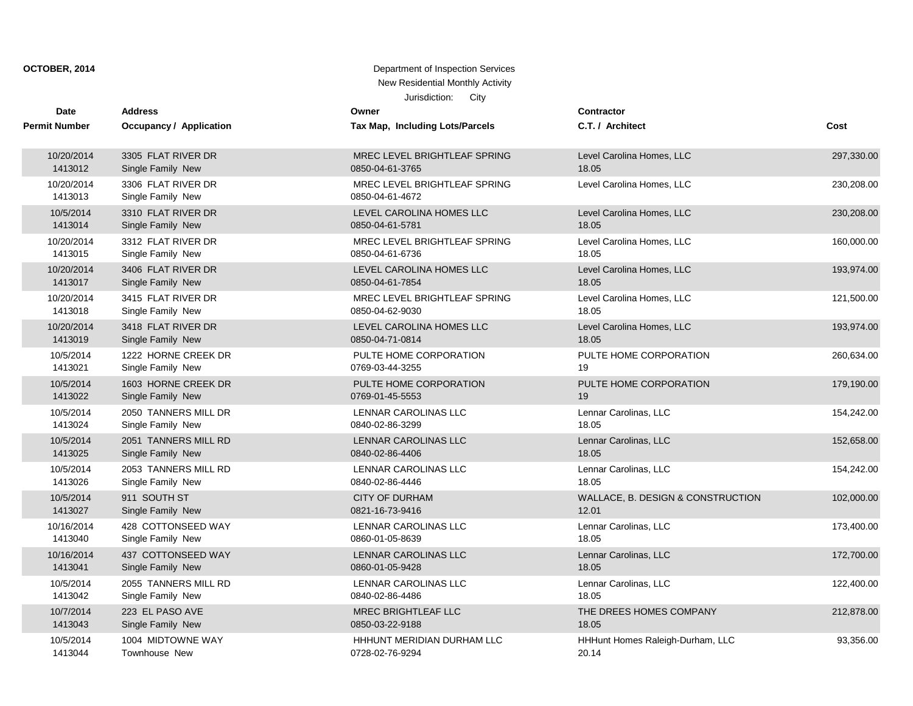**OCTOBER, 2014**

Department of Inspection Services
New Residential Monthly Activity
Jurisdiction: City

| Date / Permit Number | Address / Occupancy / Application | Owner / Tax Map, Including Lots/Parcels | Contractor / C.T. / Architect | Cost |
|---|---|---|---|---|
| 10/20/2014<br>1413012 | 3305 FLAT RIVER DR<br>Single Family New | MREC LEVEL BRIGHTLEAF SPRING<br>0850-04-61-3765 | Level Carolina Homes, LLC<br>18.05 | 297,330.00 |
| 10/20/2014<br>1413013 | 3306 FLAT RIVER DR<br>Single Family New | MREC LEVEL BRIGHTLEAF SPRING<br>0850-04-61-4672 | Level Carolina Homes, LLC | 230,208.00 |
| 10/5/2014<br>1413014 | 3310 FLAT RIVER DR<br>Single Family New | LEVEL CAROLINA HOMES LLC<br>0850-04-61-5781 | Level Carolina Homes, LLC<br>18.05 | 230,208.00 |
| 10/20/2014<br>1413015 | 3312 FLAT RIVER DR<br>Single Family New | MREC LEVEL BRIGHTLEAF SPRING<br>0850-04-61-6736 | Level Carolina Homes, LLC<br>18.05 | 160,000.00 |
| 10/20/2014<br>1413017 | 3406 FLAT RIVER DR<br>Single Family New | LEVEL CAROLINA HOMES LLC<br>0850-04-61-7854 | Level Carolina Homes, LLC<br>18.05 | 193,974.00 |
| 10/20/2014<br>1413018 | 3415 FLAT RIVER DR<br>Single Family New | MREC LEVEL BRIGHTLEAF SPRING<br>0850-04-62-9030 | Level Carolina Homes, LLC<br>18.05 | 121,500.00 |
| 10/20/2014<br>1413019 | 3418 FLAT RIVER DR<br>Single Family New | LEVEL CAROLINA HOMES LLC<br>0850-04-71-0814 | Level Carolina Homes, LLC<br>18.05 | 193,974.00 |
| 10/5/2014<br>1413021 | 1222 HORNE CREEK DR<br>Single Family New | PULTE HOME CORPORATION<br>0769-03-44-3255 | PULTE HOME CORPORATION<br>19 | 260,634.00 |
| 10/5/2014<br>1413022 | 1603 HORNE CREEK DR<br>Single Family New | PULTE HOME CORPORATION<br>0769-01-45-5553 | PULTE HOME CORPORATION<br>19 | 179,190.00 |
| 10/5/2014<br>1413024 | 2050 TANNERS MILL DR<br>Single Family New | LENNAR CAROLINAS LLC<br>0840-02-86-3299 | Lennar Carolinas, LLC<br>18.05 | 154,242.00 |
| 10/5/2014<br>1413025 | 2051 TANNERS MILL RD<br>Single Family New | LENNAR CAROLINAS LLC<br>0840-02-86-4406 | Lennar Carolinas, LLC<br>18.05 | 152,658.00 |
| 10/5/2014<br>1413026 | 2053 TANNERS MILL RD<br>Single Family New | LENNAR CAROLINAS LLC<br>0840-02-86-4446 | Lennar Carolinas, LLC<br>18.05 | 154,242.00 |
| 10/5/2014<br>1413027 | 911 SOUTH ST<br>Single Family New | CITY OF DURHAM<br>0821-16-73-9416 | WALLACE, B. DESIGN & CONSTRUCTION<br>12.01 | 102,000.00 |
| 10/16/2014<br>1413040 | 428 COTTONSEED WAY<br>Single Family New | LENNAR CAROLINAS LLC<br>0860-01-05-8639 | Lennar Carolinas, LLC<br>18.05 | 173,400.00 |
| 10/16/2014<br>1413041 | 437 COTTONSEED WAY<br>Single Family New | LENNAR CAROLINAS LLC<br>0860-01-05-9428 | Lennar Carolinas, LLC<br>18.05 | 172,700.00 |
| 10/5/2014<br>1413042 | 2055 TANNERS MILL RD<br>Single Family New | LENNAR CAROLINAS LLC<br>0840-02-86-4486 | Lennar Carolinas, LLC<br>18.05 | 122,400.00 |
| 10/7/2014<br>1413043 | 223 EL PASO AVE<br>Single Family New | MREC BRIGHTLEAF LLC<br>0850-03-22-9188 | THE DREES HOMES COMPANY<br>18.05 | 212,878.00 |
| 10/5/2014<br>1413044 | 1004 MIDTOWNE WAY<br>Townhouse New | HHHUNT MERIDIAN DURHAM LLC<br>0728-02-76-9294 | HHHunt Homes Raleigh-Durham, LLC<br>20.14 | 93,356.00 |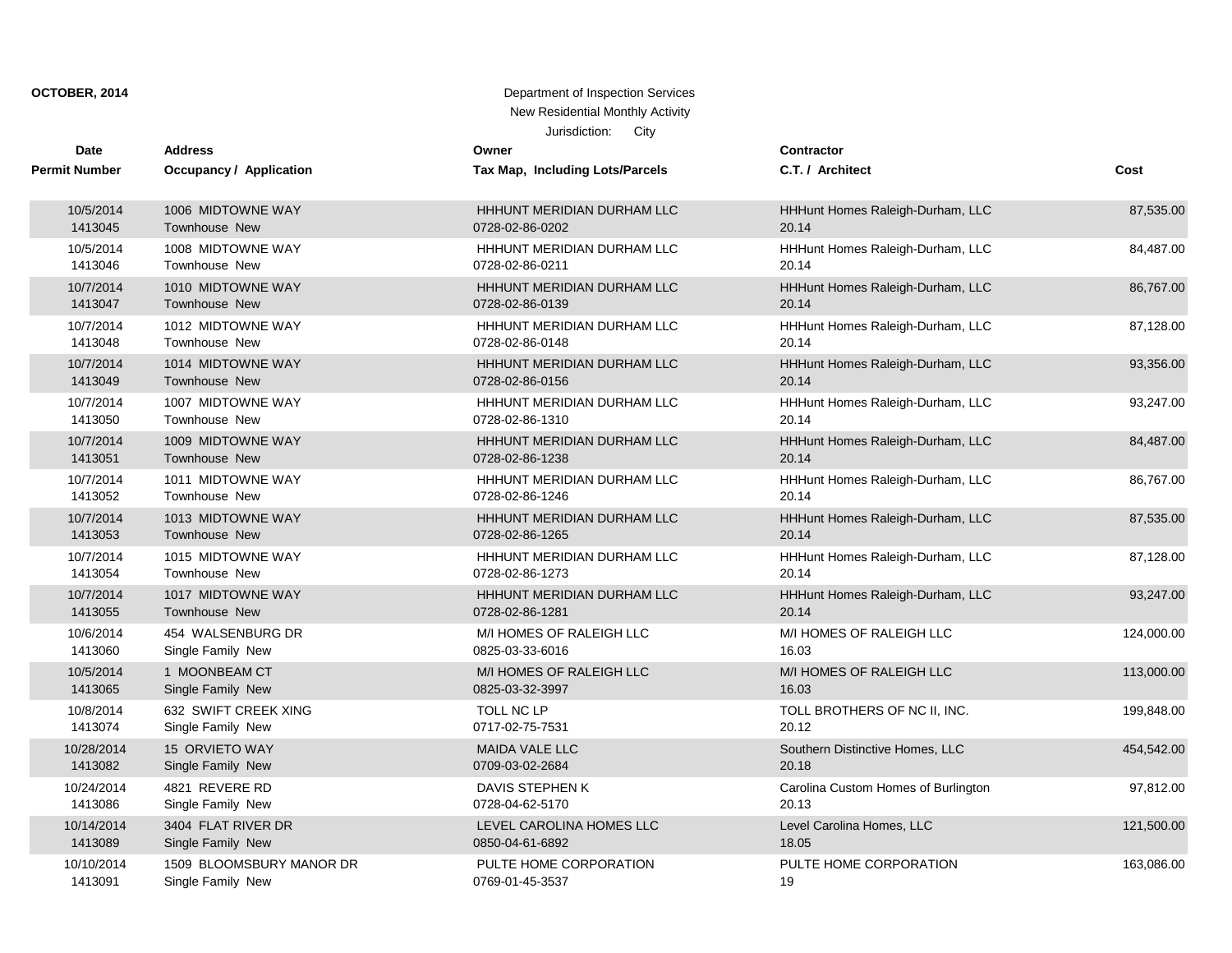**OCTOBER, 2014**

Department of Inspection Services
New Residential Monthly Activity
Jurisdiction: City

| Date<br>Permit Number | Address<br>Occupancy / Application | Owner<br>Tax Map, Including Lots/Parcels | Contractor<br>C.T. / Architect | Cost |
|---|---|---|---|---|
| 10/5/2014<br>1413045 | 1006 MIDTOWNE WAY<br>Townhouse New | HHHUNT MERIDIAN DURHAM LLC<br>0728-02-86-0202 | HHHunt Homes Raleigh-Durham, LLC<br>20.14 | 87,535.00 |
| 10/5/2014<br>1413046 | 1008 MIDTOWNE WAY<br>Townhouse New | HHHUNT MERIDIAN DURHAM LLC<br>0728-02-86-0211 | HHHunt Homes Raleigh-Durham, LLC<br>20.14 | 84,487.00 |
| 10/7/2014<br>1413047 | 1010 MIDTOWNE WAY<br>Townhouse New | HHHUNT MERIDIAN DURHAM LLC<br>0728-02-86-0139 | HHHunt Homes Raleigh-Durham, LLC<br>20.14 | 86,767.00 |
| 10/7/2014<br>1413048 | 1012 MIDTOWNE WAY<br>Townhouse New | HHHUNT MERIDIAN DURHAM LLC<br>0728-02-86-0148 | HHHunt Homes Raleigh-Durham, LLC<br>20.14 | 87,128.00 |
| 10/7/2014<br>1413049 | 1014 MIDTOWNE WAY<br>Townhouse New | HHHUNT MERIDIAN DURHAM LLC<br>0728-02-86-0156 | HHHunt Homes Raleigh-Durham, LLC<br>20.14 | 93,356.00 |
| 10/7/2014<br>1413050 | 1007 MIDTOWNE WAY<br>Townhouse New | HHHUNT MERIDIAN DURHAM LLC<br>0728-02-86-1310 | HHHunt Homes Raleigh-Durham, LLC<br>20.14 | 93,247.00 |
| 10/7/2014<br>1413051 | 1009 MIDTOWNE WAY<br>Townhouse New | HHHUNT MERIDIAN DURHAM LLC<br>0728-02-86-1238 | HHHunt Homes Raleigh-Durham, LLC<br>20.14 | 84,487.00 |
| 10/7/2014<br>1413052 | 1011 MIDTOWNE WAY<br>Townhouse New | HHHUNT MERIDIAN DURHAM LLC<br>0728-02-86-1246 | HHHunt Homes Raleigh-Durham, LLC<br>20.14 | 86,767.00 |
| 10/7/2014<br>1413053 | 1013 MIDTOWNE WAY<br>Townhouse New | HHHUNT MERIDIAN DURHAM LLC<br>0728-02-86-1265 | HHHunt Homes Raleigh-Durham, LLC<br>20.14 | 87,535.00 |
| 10/7/2014<br>1413054 | 1015 MIDTOWNE WAY<br>Townhouse New | HHHUNT MERIDIAN DURHAM LLC<br>0728-02-86-1273 | HHHunt Homes Raleigh-Durham, LLC<br>20.14 | 87,128.00 |
| 10/7/2014<br>1413055 | 1017 MIDTOWNE WAY<br>Townhouse New | HHHUNT MERIDIAN DURHAM LLC<br>0728-02-86-1281 | HHHunt Homes Raleigh-Durham, LLC<br>20.14 | 93,247.00 |
| 10/6/2014<br>1413060 | 454 WALSENBURG DR<br>Single Family New | M/I HOMES OF RALEIGH LLC<br>0825-03-33-6016 | M/I HOMES OF RALEIGH LLC<br>16.03 | 124,000.00 |
| 10/5/2014<br>1413065 | 1 MOONBEAM CT<br>Single Family New | M/I HOMES OF RALEIGH LLC<br>0825-03-32-3997 | M/I HOMES OF RALEIGH LLC<br>16.03 | 113,000.00 |
| 10/8/2014<br>1413074 | 632 SWIFT CREEK XING<br>Single Family New | TOLL NC LP<br>0717-02-75-7531 | TOLL BROTHERS OF NC II, INC.<br>20.12 | 199,848.00 |
| 10/28/2014<br>1413082 | 15 ORVIETO WAY<br>Single Family New | MAIDA VALE LLC<br>0709-03-02-2684 | Southern Distinctive Homes, LLC<br>20.18 | 454,542.00 |
| 10/24/2014<br>1413086 | 4821 REVERE RD<br>Single Family New | DAVIS STEPHEN K<br>0728-04-62-5170 | Carolina Custom Homes of Burlington<br>20.13 | 97,812.00 |
| 10/14/2014<br>1413089 | 3404 FLAT RIVER DR<br>Single Family New | LEVEL CAROLINA HOMES LLC<br>0850-04-61-6892 | Level Carolina Homes, LLC<br>18.05 | 121,500.00 |
| 10/10/2014<br>1413091 | 1509 BLOOMSBURY MANOR DR<br>Single Family New | PULTE HOME CORPORATION<br>0769-01-45-3537 | PULTE HOME CORPORATION<br>19 | 163,086.00 |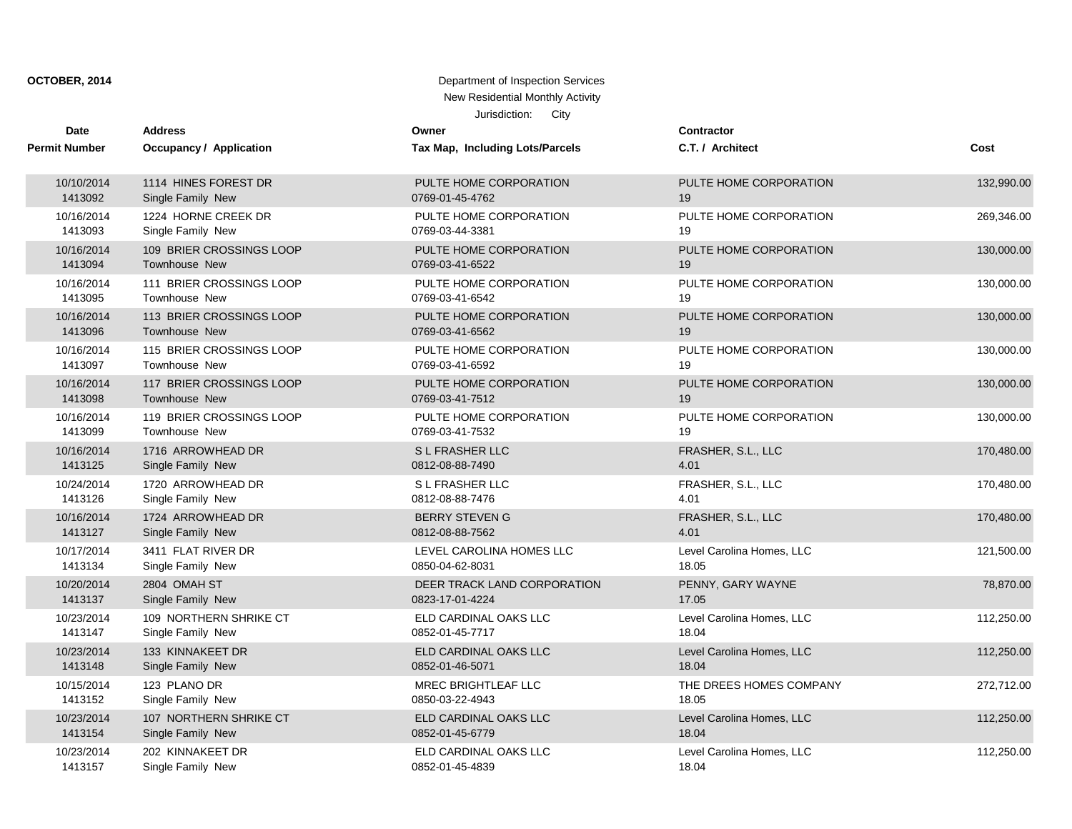**OCTOBER, 2014**

Department of Inspection Services
New Residential Monthly Activity
Jurisdiction: City

| Date / Permit Number | Address / Occupancy / Application | Owner / Tax Map, Including Lots/Parcels | Contractor / C.T. / Architect | Cost |
|---|---|---|---|---|
| 10/10/2014<br>1413092 | 1114 HINES FOREST DR<br>Single Family New | PULTE HOME CORPORATION<br>0769-01-45-4762 | PULTE HOME CORPORATION<br>19 | 132,990.00 |
| 10/16/2014<br>1413093 | 1224 HORNE CREEK DR<br>Single Family New | PULTE HOME CORPORATION<br>0769-03-44-3381 | PULTE HOME CORPORATION<br>19 | 269,346.00 |
| 10/16/2014<br>1413094 | 109 BRIER CROSSINGS LOOP<br>Townhouse New | PULTE HOME CORPORATION<br>0769-03-41-6522 | PULTE HOME CORPORATION<br>19 | 130,000.00 |
| 10/16/2014<br>1413095 | 111 BRIER CROSSINGS LOOP<br>Townhouse New | PULTE HOME CORPORATION<br>0769-03-41-6542 | PULTE HOME CORPORATION<br>19 | 130,000.00 |
| 10/16/2014<br>1413096 | 113 BRIER CROSSINGS LOOP<br>Townhouse New | PULTE HOME CORPORATION<br>0769-03-41-6562 | PULTE HOME CORPORATION<br>19 | 130,000.00 |
| 10/16/2014<br>1413097 | 115 BRIER CROSSINGS LOOP<br>Townhouse New | PULTE HOME CORPORATION<br>0769-03-41-6592 | PULTE HOME CORPORATION<br>19 | 130,000.00 |
| 10/16/2014<br>1413098 | 117 BRIER CROSSINGS LOOP<br>Townhouse New | PULTE HOME CORPORATION<br>0769-03-41-7512 | PULTE HOME CORPORATION<br>19 | 130,000.00 |
| 10/16/2014<br>1413099 | 119 BRIER CROSSINGS LOOP<br>Townhouse New | PULTE HOME CORPORATION<br>0769-03-41-7532 | PULTE HOME CORPORATION<br>19 | 130,000.00 |
| 10/16/2014<br>1413125 | 1716 ARROWHEAD DR<br>Single Family New | S L FRASHER LLC<br>0812-08-88-7490 | FRASHER, S.L., LLC<br>4.01 | 170,480.00 |
| 10/24/2014<br>1413126 | 1720 ARROWHEAD DR<br>Single Family New | S L FRASHER LLC<br>0812-08-88-7476 | FRASHER, S.L., LLC<br>4.01 | 170,480.00 |
| 10/16/2014<br>1413127 | 1724 ARROWHEAD DR<br>Single Family New | BERRY STEVEN G<br>0812-08-88-7562 | FRASHER, S.L., LLC<br>4.01 | 170,480.00 |
| 10/17/2014<br>1413134 | 3411 FLAT RIVER DR<br>Single Family New | LEVEL CAROLINA HOMES LLC<br>0850-04-62-8031 | Level Carolina Homes, LLC<br>18.05 | 121,500.00 |
| 10/20/2014<br>1413137 | 2804 OMAH ST<br>Single Family New | DEER TRACK LAND CORPORATION<br>0823-17-01-4224 | PENNY, GARY WAYNE<br>17.05 | 78,870.00 |
| 10/23/2014<br>1413147 | 109 NORTHERN SHRIKE CT<br>Single Family New | ELD CARDINAL OAKS LLC<br>0852-01-45-7717 | Level Carolina Homes, LLC<br>18.04 | 112,250.00 |
| 10/23/2014<br>1413148 | 133 KINNAKEET DR<br>Single Family New | ELD CARDINAL OAKS LLC<br>0852-01-46-5071 | Level Carolina Homes, LLC<br>18.04 | 112,250.00 |
| 10/15/2014<br>1413152 | 123 PLANO DR<br>Single Family New | MREC BRIGHTLEAF LLC<br>0850-03-22-4943 | THE DREES HOMES COMPANY<br>18.05 | 272,712.00 |
| 10/23/2014<br>1413154 | 107 NORTHERN SHRIKE CT<br>Single Family New | ELD CARDINAL OAKS LLC<br>0852-01-45-6779 | Level Carolina Homes, LLC<br>18.04 | 112,250.00 |
| 10/23/2014<br>1413157 | 202 KINNAKEET DR<br>Single Family New | ELD CARDINAL OAKS LLC<br>0852-01-45-4839 | Level Carolina Homes, LLC<br>18.04 | 112,250.00 |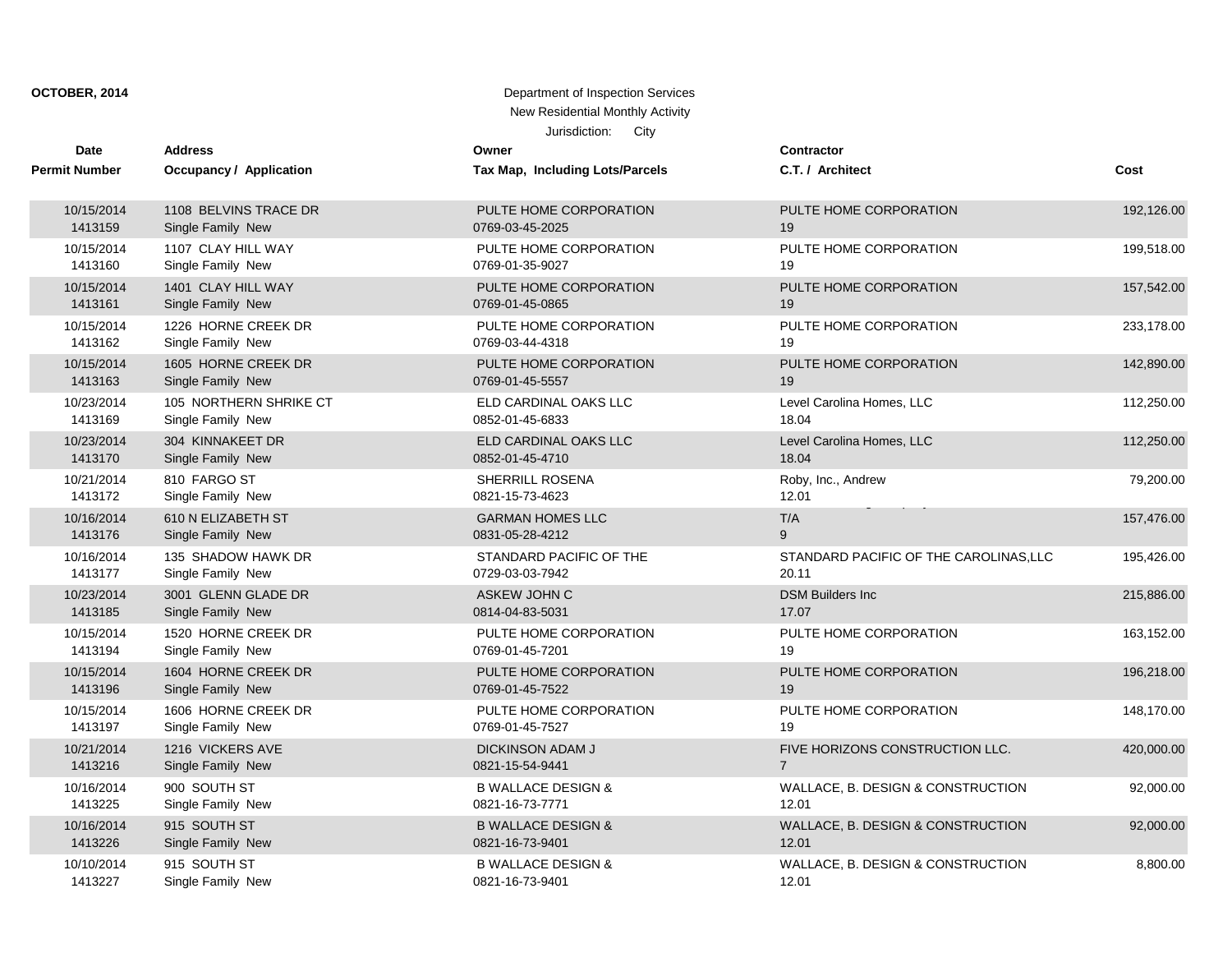**OCTOBER, 2014**

Department of Inspection Services
New Residential Monthly Activity
Jurisdiction: City

| Date<br>Permit Number | Address<br>Occupancy / Application | Owner<br>Tax Map, Including Lots/Parcels | Contractor<br>C.T. / Architect | Cost |
|---|---|---|---|---|
| 10/15/2014<br>1413159 | 1108 BELVINS TRACE DR<br>Single Family New | PULTE HOME CORPORATION<br>0769-03-45-2025 | PULTE HOME CORPORATION<br>19 | 192,126.00 |
| 10/15/2014<br>1413160 | 1107 CLAY HILL WAY<br>Single Family New | PULTE HOME CORPORATION<br>0769-01-35-9027 | PULTE HOME CORPORATION<br>19 | 199,518.00 |
| 10/15/2014<br>1413161 | 1401 CLAY HILL WAY<br>Single Family New | PULTE HOME CORPORATION<br>0769-01-45-0865 | PULTE HOME CORPORATION<br>19 | 157,542.00 |
| 10/15/2014<br>1413162 | 1226 HORNE CREEK DR<br>Single Family New | PULTE HOME CORPORATION<br>0769-03-44-4318 | PULTE HOME CORPORATION<br>19 | 233,178.00 |
| 10/15/2014<br>1413163 | 1605 HORNE CREEK DR<br>Single Family New | PULTE HOME CORPORATION<br>0769-01-45-5557 | PULTE HOME CORPORATION<br>19 | 142,890.00 |
| 10/23/2014<br>1413169 | 105 NORTHERN SHRIKE CT<br>Single Family New | ELD CARDINAL OAKS LLC<br>0852-01-45-6833 | Level Carolina Homes, LLC<br>18.04 | 112,250.00 |
| 10/23/2014<br>1413170 | 304 KINNAKEET DR<br>Single Family New | ELD CARDINAL OAKS LLC<br>0852-01-45-4710 | Level Carolina Homes, LLC<br>18.04 | 112,250.00 |
| 10/21/2014<br>1413172 | 810 FARGO ST<br>Single Family New | SHERRILL ROSENA<br>0821-15-73-4623 | Roby, Inc., Andrew<br>12.01 | 79,200.00 |
| 10/16/2014<br>1413176 | 610 N ELIZABETH ST<br>Single Family New | GARMAN HOMES LLC<br>0831-05-28-4212 | T/A<br>9 | 157,476.00 |
| 10/16/2014<br>1413177 | 135 SHADOW HAWK DR<br>Single Family New | STANDARD PACIFIC OF THE<br>0729-03-03-7942 | STANDARD PACIFIC OF THE CAROLINAS,LLC<br>20.11 | 195,426.00 |
| 10/23/2014<br>1413185 | 3001 GLENN GLADE DR<br>Single Family New | ASKEW JOHN C<br>0814-04-83-5031 | DSM Builders Inc<br>17.07 | 215,886.00 |
| 10/15/2014<br>1413194 | 1520 HORNE CREEK DR<br>Single Family New | PULTE HOME CORPORATION<br>0769-01-45-7201 | PULTE HOME CORPORATION<br>19 | 163,152.00 |
| 10/15/2014<br>1413196 | 1604 HORNE CREEK DR<br>Single Family New | PULTE HOME CORPORATION<br>0769-01-45-7522 | PULTE HOME CORPORATION<br>19 | 196,218.00 |
| 10/15/2014<br>1413197 | 1606 HORNE CREEK DR<br>Single Family New | PULTE HOME CORPORATION<br>0769-01-45-7527 | PULTE HOME CORPORATION<br>19 | 148,170.00 |
| 10/21/2014<br>1413216 | 1216 VICKERS AVE<br>Single Family New | DICKINSON ADAM J<br>0821-15-54-9441 | FIVE HORIZONS CONSTRUCTION LLC.<br>7 | 420,000.00 |
| 10/16/2014<br>1413225 | 900 SOUTH ST<br>Single Family New | B WALLACE DESIGN &<br>0821-16-73-7771 | WALLACE, B. DESIGN & CONSTRUCTION<br>12.01 | 92,000.00 |
| 10/16/2014<br>1413226 | 915 SOUTH ST<br>Single Family New | B WALLACE DESIGN &<br>0821-16-73-9401 | WALLACE, B. DESIGN & CONSTRUCTION<br>12.01 | 92,000.00 |
| 10/10/2014<br>1413227 | 915 SOUTH ST<br>Single Family New | B WALLACE DESIGN &<br>0821-16-73-9401 | WALLACE, B. DESIGN & CONSTRUCTION<br>12.01 | 8,800.00 |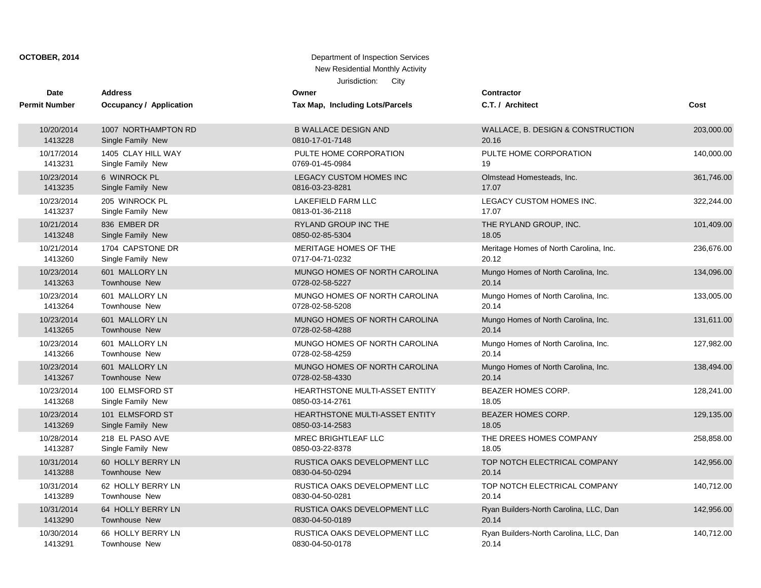**OCTOBER, 2014**

Department of Inspection Services
New Residential Monthly Activity
Jurisdiction: City

| Date / Permit Number | Address / Occupancy / Application | Owner / Tax Map, Including Lots/Parcels | Contractor / C.T. / Architect | Cost |
|---|---|---|---|---|
| 10/20/2014<br>1413228 | 1007 NORTHAMPTON RD<br>Single Family New | B WALLACE DESIGN AND<br>0810-17-01-7148 | WALLACE, B. DESIGN & CONSTRUCTION<br>20.16 | 203,000.00 |
| 10/17/2014<br>1413231 | 1405 CLAY HILL WAY<br>Single Family New | PULTE HOME CORPORATION<br>0769-01-45-0984 | PULTE HOME CORPORATION<br>19 | 140,000.00 |
| 10/23/2014<br>1413235 | 6 WINROCK PL<br>Single Family New | LEGACY CUSTOM HOMES INC<br>0816-03-23-8281 | Olmstead Homesteads, Inc.<br>17.07 | 361,746.00 |
| 10/23/2014<br>1413237 | 205 WINROCK PL<br>Single Family New | LAKEFIELD FARM LLC<br>0813-01-36-2118 | LEGACY CUSTOM HOMES INC.<br>17.07 | 322,244.00 |
| 10/21/2014<br>1413248 | 836 EMBER DR<br>Single Family New | RYLAND GROUP INC THE<br>0850-02-85-5304 | THE RYLAND GROUP, INC.<br>18.05 | 101,409.00 |
| 10/21/2014<br>1413260 | 1704 CAPSTONE DR<br>Single Family New | MERITAGE HOMES OF THE<br>0717-04-71-0232 | Meritage Homes of North Carolina, Inc.<br>20.12 | 236,676.00 |
| 10/23/2014<br>1413263 | 601 MALLORY LN<br>Townhouse New | MUNGO HOMES OF NORTH CAROLINA<br>0728-02-58-5227 | Mungo Homes of North Carolina, Inc.<br>20.14 | 134,096.00 |
| 10/23/2014<br>1413264 | 601 MALLORY LN<br>Townhouse New | MUNGO HOMES OF NORTH CAROLINA<br>0728-02-58-5208 | Mungo Homes of North Carolina, Inc.<br>20.14 | 133,005.00 |
| 10/23/2014<br>1413265 | 601 MALLORY LN<br>Townhouse New | MUNGO HOMES OF NORTH CAROLINA<br>0728-02-58-4288 | Mungo Homes of North Carolina, Inc.<br>20.14 | 131,611.00 |
| 10/23/2014<br>1413266 | 601 MALLORY LN<br>Townhouse New | MUNGO HOMES OF NORTH CAROLINA<br>0728-02-58-4259 | Mungo Homes of North Carolina, Inc.<br>20.14 | 127,982.00 |
| 10/23/2014<br>1413267 | 601 MALLORY LN<br>Townhouse New | MUNGO HOMES OF NORTH CAROLINA<br>0728-02-58-4330 | Mungo Homes of North Carolina, Inc.<br>20.14 | 138,494.00 |
| 10/23/2014<br>1413268 | 100 ELMSFORD ST<br>Single Family New | HEARTHSTONE MULTI-ASSET ENTITY<br>0850-03-14-2761 | BEAZER HOMES CORP.<br>18.05 | 128,241.00 |
| 10/23/2014<br>1413269 | 101 ELMSFORD ST<br>Single Family New | HEARTHSTONE MULTI-ASSET ENTITY<br>0850-03-14-2583 | BEAZER HOMES CORP.<br>18.05 | 129,135.00 |
| 10/28/2014<br>1413287 | 218 EL PASO AVE<br>Single Family New | MREC BRIGHTLEAF LLC<br>0850-03-22-8378 | THE DREES HOMES COMPANY<br>18.05 | 258,858.00 |
| 10/31/2014<br>1413288 | 60 HOLLY BERRY LN<br>Townhouse New | RUSTICA OAKS DEVELOPMENT LLC<br>0830-04-50-0294 | TOP NOTCH ELECTRICAL COMPANY<br>20.14 | 142,956.00 |
| 10/31/2014<br>1413289 | 62 HOLLY BERRY LN<br>Townhouse New | RUSTICA OAKS DEVELOPMENT LLC<br>0830-04-50-0281 | TOP NOTCH ELECTRICAL COMPANY<br>20.14 | 140,712.00 |
| 10/31/2014<br>1413290 | 64 HOLLY BERRY LN<br>Townhouse New | RUSTICA OAKS DEVELOPMENT LLC<br>0830-04-50-0189 | Ryan Builders-North Carolina, LLC, Dan<br>20.14 | 142,956.00 |
| 10/30/2014<br>1413291 | 66 HOLLY BERRY LN<br>Townhouse New | RUSTICA OAKS DEVELOPMENT LLC<br>0830-04-50-0178 | Ryan Builders-North Carolina, LLC, Dan<br>20.14 | 140,712.00 |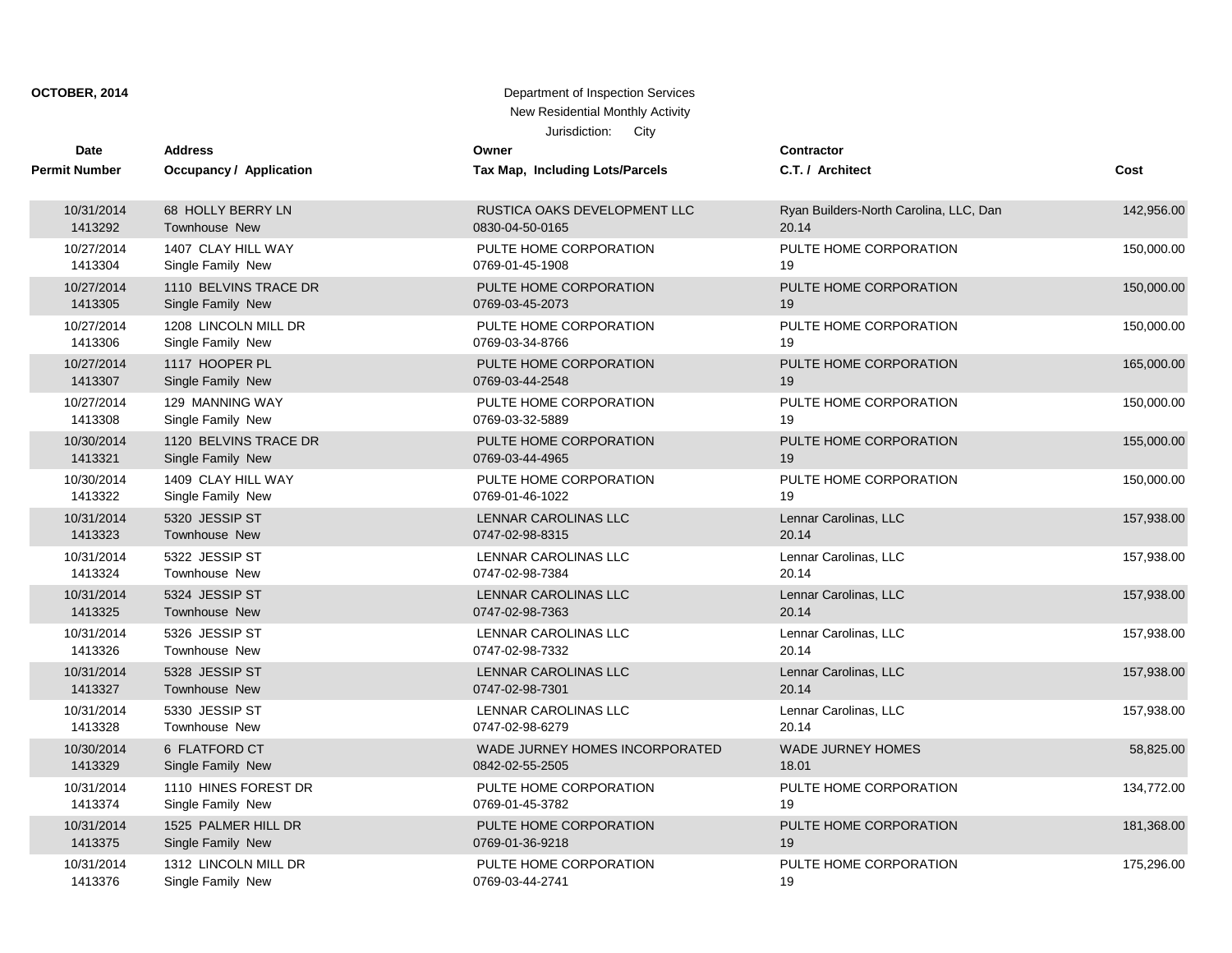**OCTOBER, 2014**

Department of Inspection Services
New Residential Monthly Activity
Jurisdiction: City

| Date<br>Permit Number | Address<br>Occupancy / Application | Owner<br>Tax Map, Including Lots/Parcels | Contractor<br>C.T. / Architect | Cost |
|---|---|---|---|---|
| 10/31/2014<br>1413292 | 68 HOLLY BERRY LN<br>Townhouse New | RUSTICA OAKS DEVELOPMENT LLC<br>0830-04-50-0165 | Ryan Builders-North Carolina, LLC, Dan<br>20.14 | 142,956.00 |
| 10/27/2014<br>1413304 | 1407 CLAY HILL WAY<br>Single Family New | PULTE HOME CORPORATION<br>0769-01-45-1908 | PULTE HOME CORPORATION<br>19 | 150,000.00 |
| 10/27/2014<br>1413305 | 1110 BELVINS TRACE DR<br>Single Family New | PULTE HOME CORPORATION<br>0769-03-45-2073 | PULTE HOME CORPORATION<br>19 | 150,000.00 |
| 10/27/2014<br>1413306 | 1208 LINCOLN MILL DR<br>Single Family New | PULTE HOME CORPORATION<br>0769-03-34-8766 | PULTE HOME CORPORATION<br>19 | 150,000.00 |
| 10/27/2014<br>1413307 | 1117 HOOPER PL<br>Single Family New | PULTE HOME CORPORATION<br>0769-03-44-2548 | PULTE HOME CORPORATION<br>19 | 165,000.00 |
| 10/27/2014<br>1413308 | 129 MANNING WAY<br>Single Family New | PULTE HOME CORPORATION<br>0769-03-32-5889 | PULTE HOME CORPORATION<br>19 | 150,000.00 |
| 10/30/2014<br>1413321 | 1120 BELVINS TRACE DR<br>Single Family New | PULTE HOME CORPORATION<br>0769-03-44-4965 | PULTE HOME CORPORATION<br>19 | 155,000.00 |
| 10/30/2014<br>1413322 | 1409 CLAY HILL WAY<br>Single Family New | PULTE HOME CORPORATION<br>0769-01-46-1022 | PULTE HOME CORPORATION<br>19 | 150,000.00 |
| 10/31/2014<br>1413323 | 5320 JESSIP ST<br>Townhouse New | LENNAR CAROLINAS LLC<br>0747-02-98-8315 | Lennar Carolinas, LLC<br>20.14 | 157,938.00 |
| 10/31/2014<br>1413324 | 5322 JESSIP ST<br>Townhouse New | LENNAR CAROLINAS LLC<br>0747-02-98-7384 | Lennar Carolinas, LLC<br>20.14 | 157,938.00 |
| 10/31/2014<br>1413325 | 5324 JESSIP ST<br>Townhouse New | LENNAR CAROLINAS LLC<br>0747-02-98-7363 | Lennar Carolinas, LLC<br>20.14 | 157,938.00 |
| 10/31/2014<br>1413326 | 5326 JESSIP ST<br>Townhouse New | LENNAR CAROLINAS LLC<br>0747-02-98-7332 | Lennar Carolinas, LLC<br>20.14 | 157,938.00 |
| 10/31/2014<br>1413327 | 5328 JESSIP ST<br>Townhouse New | LENNAR CAROLINAS LLC<br>0747-02-98-7301 | Lennar Carolinas, LLC<br>20.14 | 157,938.00 |
| 10/31/2014<br>1413328 | 5330 JESSIP ST<br>Townhouse New | LENNAR CAROLINAS LLC<br>0747-02-98-6279 | Lennar Carolinas, LLC<br>20.14 | 157,938.00 |
| 10/30/2014<br>1413329 | 6 FLATFORD CT<br>Single Family New | WADE JURNEY HOMES INCORPORATED<br>0842-02-55-2505 | WADE JURNEY HOMES<br>18.01 | 58,825.00 |
| 10/31/2014<br>1413374 | 1110 HINES FOREST DR<br>Single Family New | PULTE HOME CORPORATION<br>0769-01-45-3782 | PULTE HOME CORPORATION<br>19 | 134,772.00 |
| 10/31/2014<br>1413375 | 1525 PALMER HILL DR<br>Single Family New | PULTE HOME CORPORATION<br>0769-01-36-9218 | PULTE HOME CORPORATION<br>19 | 181,368.00 |
| 10/31/2014<br>1413376 | 1312 LINCOLN MILL DR<br>Single Family New | PULTE HOME CORPORATION<br>0769-03-44-2741 | PULTE HOME CORPORATION<br>19 | 175,296.00 |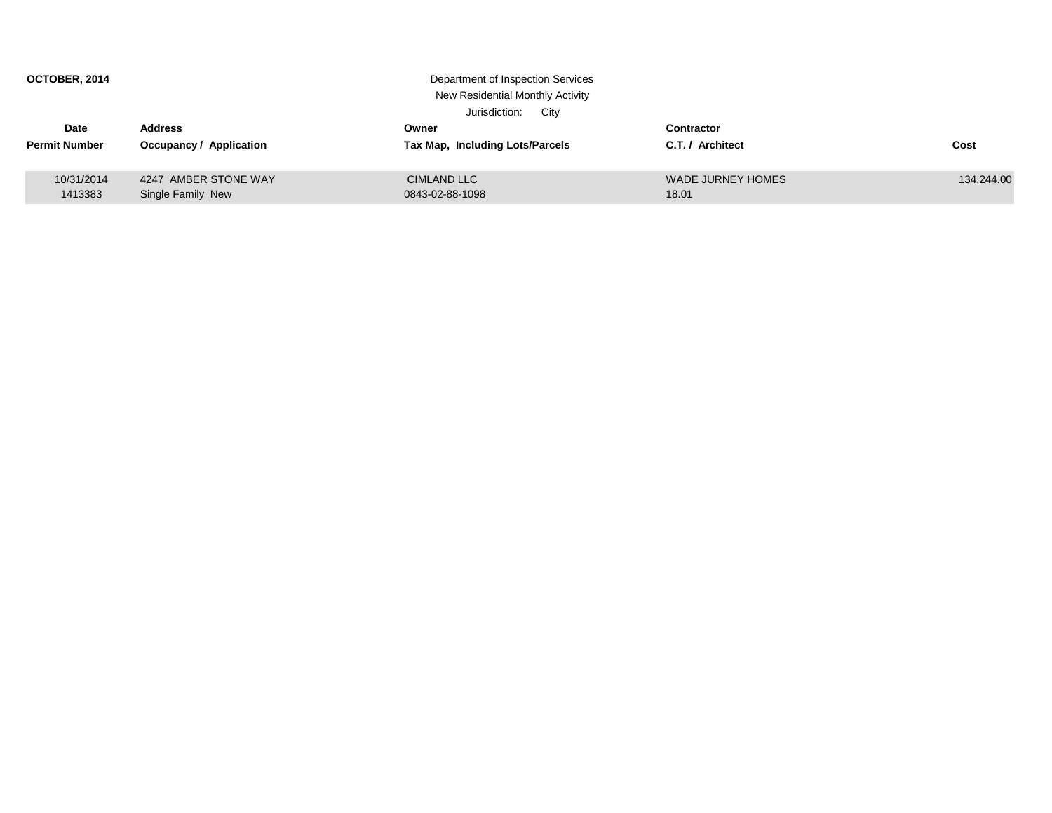**OCTOBER, 2014**

Department of Inspection Services

New Residential Monthly Activity

Jurisdiction: City

| Date<br>Permit Number | Address<br>Occupancy / Application | Owner<br>Tax Map, Including Lots/Parcels | Contractor<br>C.T. / Architect | Cost |
|---|---|---|---|---|
| 10/31/2014<br>1413383 | 4247 AMBER STONE WAY<br>Single Family New | CIMLAND LLC<br>0843-02-88-1098 | WADE JURNEY HOMES<br>18.01 | 134,244.00 |